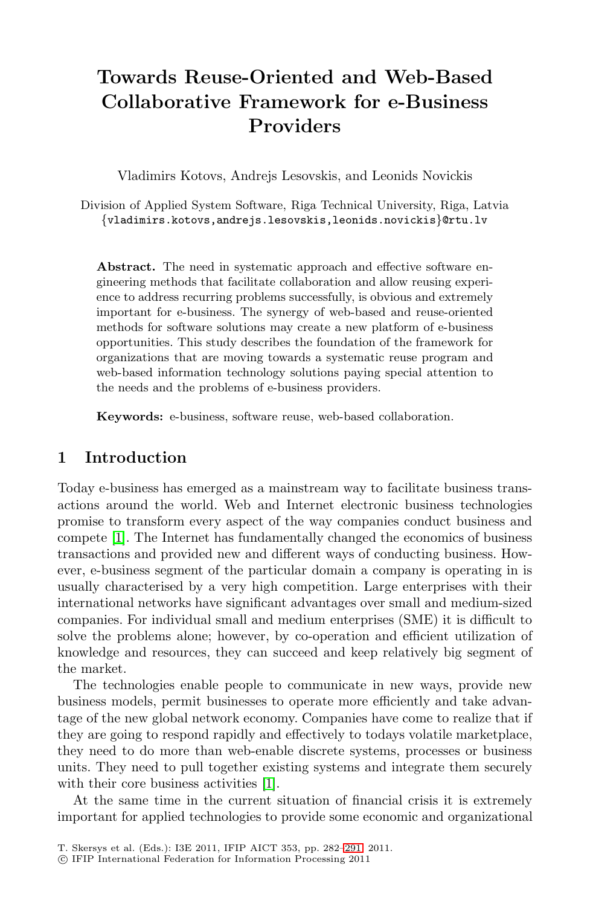# Towards Reuse-Oriented and Web-Based Collaborative Framework for e-Business Providers

Vladimirs Kotovs, Andrejs Lesovskis, and Leonids Novickis

Division of Applied System Software, Riga Technical University, Riga, Latvia
{vladimirs.kotovs,andrejs.lesovskis,leonids.novickis}@rtu.lv

**Abstract.** The need in systematic approach and effective software engineering methods that facilitate collaboration and allow reusing experience to address recurring problems successfully, is obvious and extremely important for e-business. The synergy of web-based and reuse-oriented methods for software solutions may create a new platform of e-business opportunities. This study describes the foundation of the framework for organizations that are moving towards a systematic reuse program and web-based information technology solutions paying special attention to the needs and the problems of e-business providers.

**Keywords:** e-business, software reuse, web-based collaboration.

## 1 Introduction

Today e-business has emerged as a mainstream way to facilitate business transactions around the world. Web and Internet electronic business technologies promise to transform every aspect of the way companies conduct business and compete [1]. The Internet has fundamentally changed the economics of business transactions and provided new and different ways of conducting business. However, e-business segment of the particular domain a company is operating in is usually characterised by a very high competition. Large enterprises with their international networks have significant advantages over small and medium-sized companies. For individual small and medium enterprises (SME) it is difficult to solve the problems alone; however, by co-operation and efficient utilization of knowledge and resources, they can succeed and keep relatively big segment of the market.

The technologies enable people to communicate in new ways, provide new business models, permit businesses to operate more efficiently and take advantage of the new global network economy. Companies have come to realize that if they are going to respond rapidly and effectively to todays volatile marketplace, they need to do more than web-enable discrete systems, processes or business units. They need to pull together existing systems and integrate them securely with their core business activities [1].

At the same time in the current situation of financial crisis it is extremely important for applied technologies to provide some economic and organizational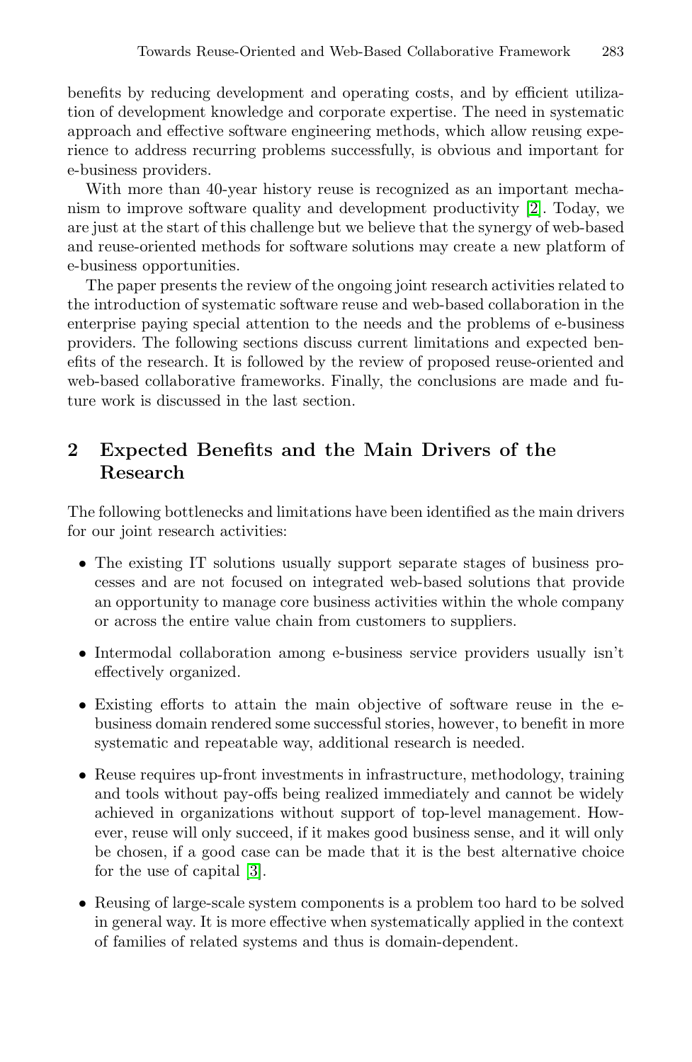benefits by reducing development and operating costs, and by efficient utilization of development knowledge and corporate expertise. The need in systematic approach and effective software engineering methods, which allow reusing experience to address recurring problems successfully, is obvious and important for e-business providers.

With more than 40-year history reuse is recognized as an important mechanism to improve software quality and development productivity [2]. Today, we are just at the start of this challenge but we believe that the synergy of web-based and reuse-oriented methods for software solutions may create a new platform of e-business opportunities.

The paper presents the review of the ongoing joint research activities related to the introduction of systematic software reuse and web-based collaboration in the enterprise paying special attention to the needs and the problems of e-business providers. The following sections discuss current limitations and expected benefits of the research. It is followed by the review of proposed reuse-oriented and web-based collaborative frameworks. Finally, the conclusions are made and future work is discussed in the last section.

## 2 Expected Benefits and the Main Drivers of the Research

The following bottlenecks and limitations have been identified as the main drivers for our joint research activities:

- The existing IT solutions usually support separate stages of business processes and are not focused on integrated web-based solutions that provide an opportunity to manage core business activities within the whole company or across the entire value chain from customers to suppliers.
- Intermodal collaboration among e-business service providers usually isn't effectively organized.
- Existing efforts to attain the main objective of software reuse in the e-business domain rendered some successful stories, however, to benefit in more systematic and repeatable way, additional research is needed.
- Reuse requires up-front investments in infrastructure, methodology, training and tools without pay-offs being realized immediately and cannot be widely achieved in organizations without support of top-level management. However, reuse will only succeed, if it makes good business sense, and it will only be chosen, if a good case can be made that it is the best alternative choice for the use of capital [3].
- Reusing of large-scale system components is a problem too hard to be solved in general way. It is more effective when systematically applied in the context of families of related systems and thus is domain-dependent.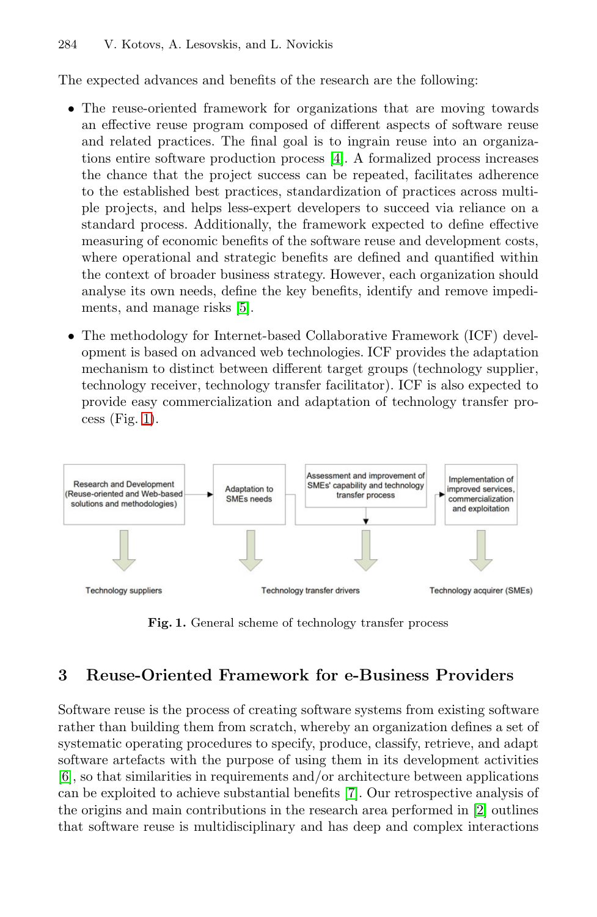The expected advances and benefits of the research are the following:

- The reuse-oriented framework for organizations that are moving towards an effective reuse program composed of different aspects of software reuse and related practices. The final goal is to ingrain reuse into an organizations entire software production process [4]. A formalized process increases the chance that the project success can be repeated, facilitates adherence to the established best practices, standardization of practices across multiple projects, and helps less-expert developers to succeed via reliance on a standard process. Additionally, the framework expected to define effective measuring of economic benefits of the software reuse and development costs, where operational and strategic benefits are defined and quantified within the context of broader business strategy. However, each organization should analyse its own needs, define the key benefits, identify and remove impediments, and manage risks [5].
- The methodology for Internet-based Collaborative Framework (ICF) development is based on advanced web technologies. ICF provides the adaptation mechanism to distinct between different target groups (technology supplier, technology receiver, technology transfer facilitator). ICF is also expected to provide easy commercialization and adaptation of technology transfer process (Fig. 1).

Research and Development (Reuse-oriented and Web-based solutions and methodologies) → Adaptation to SMEs needs → Assessment and improvement of SMEs' capability and technology transfer process → Implementation of improved services, commercialization and exploitation

Technology suppliers | Technology transfer drivers | Technology acquirer (SMEs)

**Fig. 1.** General scheme of technology transfer process

## 3 Reuse-Oriented Framework for e-Business Providers

Software reuse is the process of creating software systems from existing software rather than building them from scratch, whereby an organization defines a set of systematic operating procedures to specify, produce, classify, retrieve, and adapt software artefacts with the purpose of using them in its development activities [6], so that similarities in requirements and/or architecture between applications can be exploited to achieve substantial benefits [7]. Our retrospective analysis of the origins and main contributions in the research area performed in [2] outlines that software reuse is multidisciplinary and has deep and complex interactions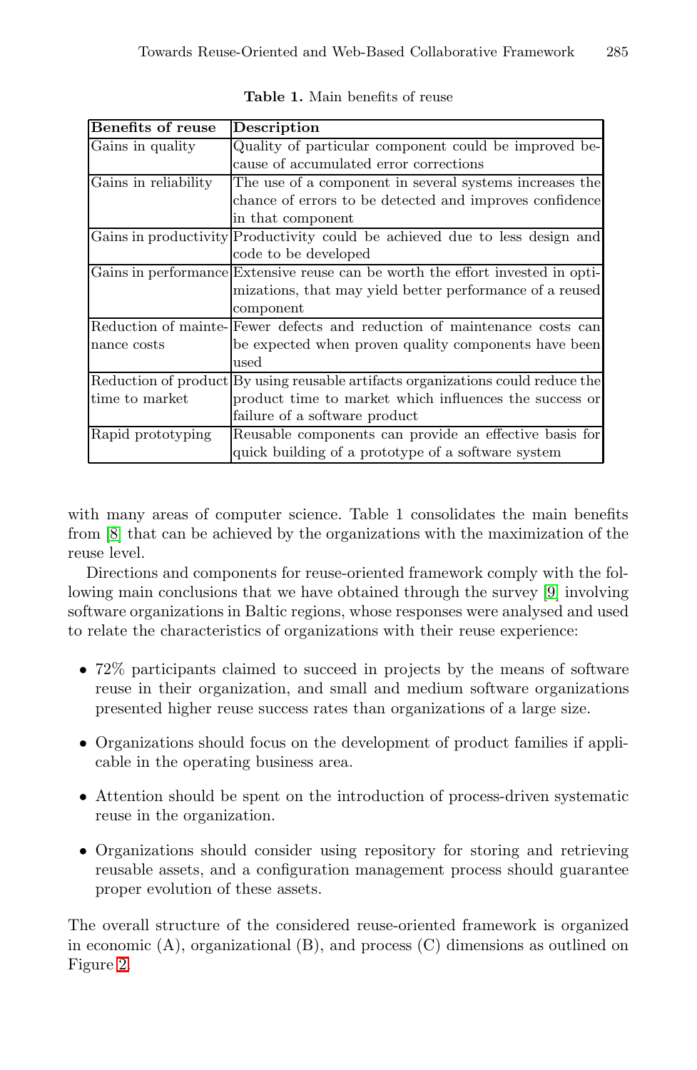**Table 1.** Main benefits of reuse

| Benefits of reuse | Description |
|---|---|
| Gains in quality | Quality of particular component could be improved because of accumulated error corrections |
| Gains in reliability | The use of a component in several systems increases the chance of errors to be detected and improves confidence in that component |
| Gains in productivity | Productivity could be achieved due to less design and code to be developed |
| Gains in performance | Extensive reuse can be worth the effort invested in optimizations, that may yield better performance of a reused component |
| Reduction of maintenance costs | Fewer defects and reduction of maintenance costs can be expected when proven quality components have been used |
| Reduction of product time to market | By using reusable artifacts organizations could reduce the product time to market which influences the success or failure of a software product |
| Rapid prototyping | Reusable components can provide an effective basis for quick building of a prototype of a software system |

with many areas of computer science. Table 1 consolidates the main benefits from [8] that can be achieved by the organizations with the maximization of the reuse level.

Directions and components for reuse-oriented framework comply with the following main conclusions that we have obtained through the survey [9] involving software organizations in Baltic regions, whose responses were analysed and used to relate the characteristics of organizations with their reuse experience:

- 72% participants claimed to succeed in projects by the means of software reuse in their organization, and small and medium software organizations presented higher reuse success rates than organizations of a large size.
- Organizations should focus on the development of product families if applicable in the operating business area.
- Attention should be spent on the introduction of process-driven systematic reuse in the organization.
- Organizations should consider using repository for storing and retrieving reusable assets, and a configuration management process should guarantee proper evolution of these assets.

The overall structure of the considered reuse-oriented framework is organized in economic (A), organizational (B), and process (C) dimensions as outlined on Figure 2.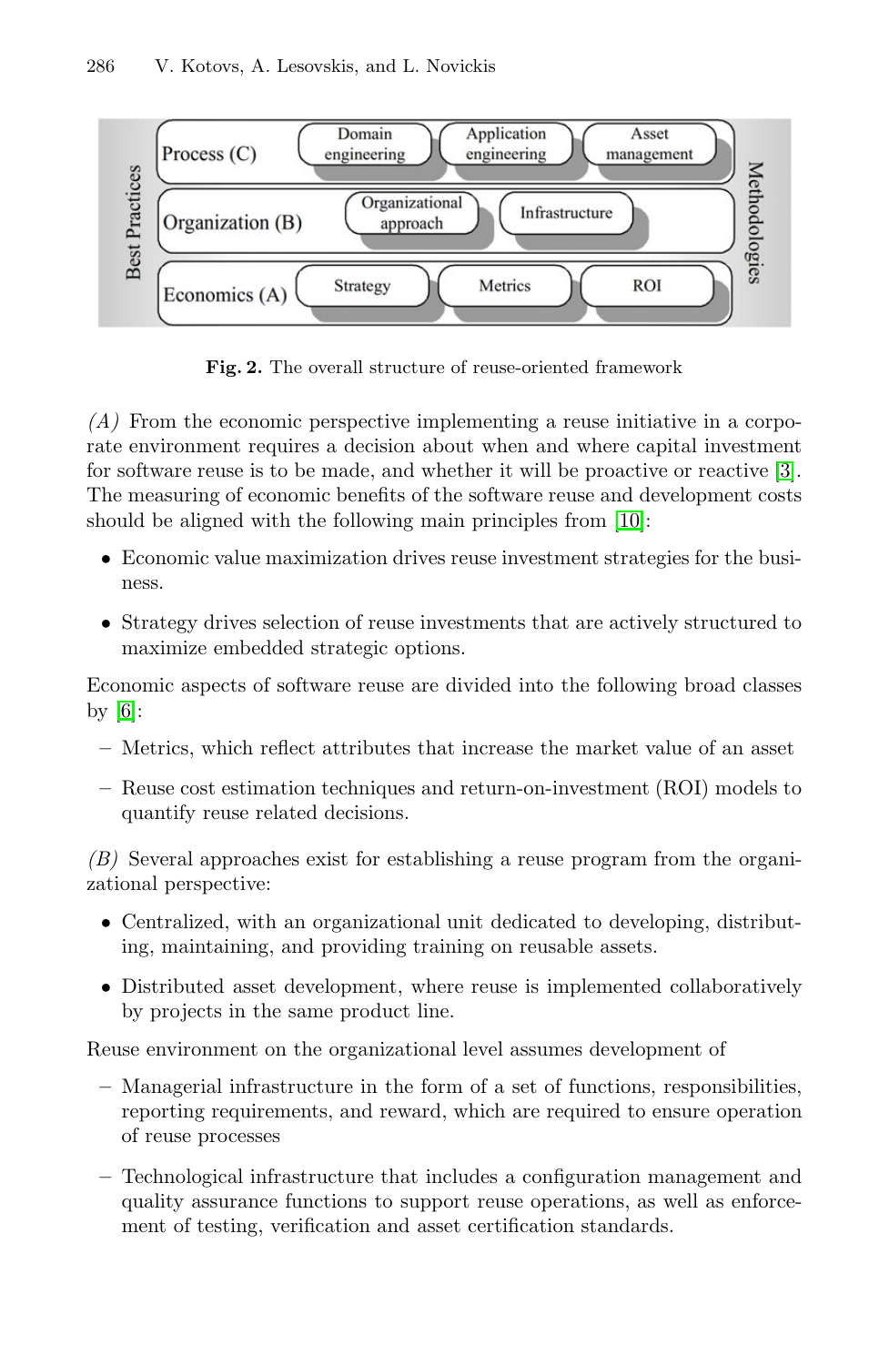**Fig. 2.** The overall structure of reuse-oriented framework

*(A)* From the economic perspective implementing a reuse initiative in a corporate environment requires a decision about when and where capital investment for software reuse is to be made, and whether it will be proactive or reactive [3]. The measuring of economic benefits of the software reuse and development costs should be aligned with the following main principles from [10]:

- Economic value maximization drives reuse investment strategies for the business.
- Strategy drives selection of reuse investments that are actively structured to maximize embedded strategic options.

Economic aspects of software reuse are divided into the following broad classes by [6]:

- Metrics, which reflect attributes that increase the market value of an asset
- Reuse cost estimation techniques and return-on-investment (ROI) models to quantify reuse related decisions.

*(B)* Several approaches exist for establishing a reuse program from the organizational perspective:

- Centralized, with an organizational unit dedicated to developing, distributing, maintaining, and providing training on reusable assets.
- Distributed asset development, where reuse is implemented collaboratively by projects in the same product line.

Reuse environment on the organizational level assumes development of

- Managerial infrastructure in the form of a set of functions, responsibilities, reporting requirements, and reward, which are required to ensure operation of reuse processes
- Technological infrastructure that includes a configuration management and quality assurance functions to support reuse operations, as well as enforcement of testing, verification and asset certification standards.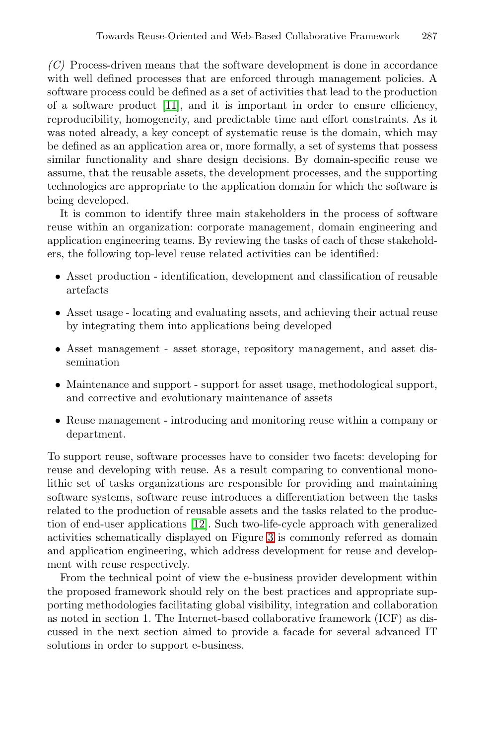*(C)* Process-driven means that the software development is done in accordance with well defined processes that are enforced through management policies. A software process could be defined as a set of activities that lead to the production of a software product [11], and it is important in order to ensure efficiency, reproducibility, homogeneity, and predictable time and effort constraints. As it was noted already, a key concept of systematic reuse is the domain, which may be defined as an application area or, more formally, a set of systems that possess similar functionality and share design decisions. By domain-specific reuse we assume, that the reusable assets, the development processes, and the supporting technologies are appropriate to the application domain for which the software is being developed.

It is common to identify three main stakeholders in the process of software reuse within an organization: corporate management, domain engineering and application engineering teams. By reviewing the tasks of each of these stakeholders, the following top-level reuse related activities can be identified:

- Asset production - identification, development and classification of reusable artefacts
- Asset usage - locating and evaluating assets, and achieving their actual reuse by integrating them into applications being developed
- Asset management - asset storage, repository management, and asset dissemination
- Maintenance and support - support for asset usage, methodological support, and corrective and evolutionary maintenance of assets
- Reuse management - introducing and monitoring reuse within a company or department.

To support reuse, software processes have to consider two facets: developing for reuse and developing with reuse. As a result comparing to conventional monolithic set of tasks organizations are responsible for providing and maintaining software systems, software reuse introduces a differentiation between the tasks related to the production of reusable assets and the tasks related to the production of end-user applications [12]. Such two-life-cycle approach with generalized activities schematically displayed on Figure 3 is commonly referred as domain and application engineering, which address development for reuse and development with reuse respectively.

From the technical point of view the e-business provider development within the proposed framework should rely on the best practices and appropriate supporting methodologies facilitating global visibility, integration and collaboration as noted in section 1. The Internet-based collaborative framework (ICF) as discussed in the next section aimed to provide a facade for several advanced IT solutions in order to support e-business.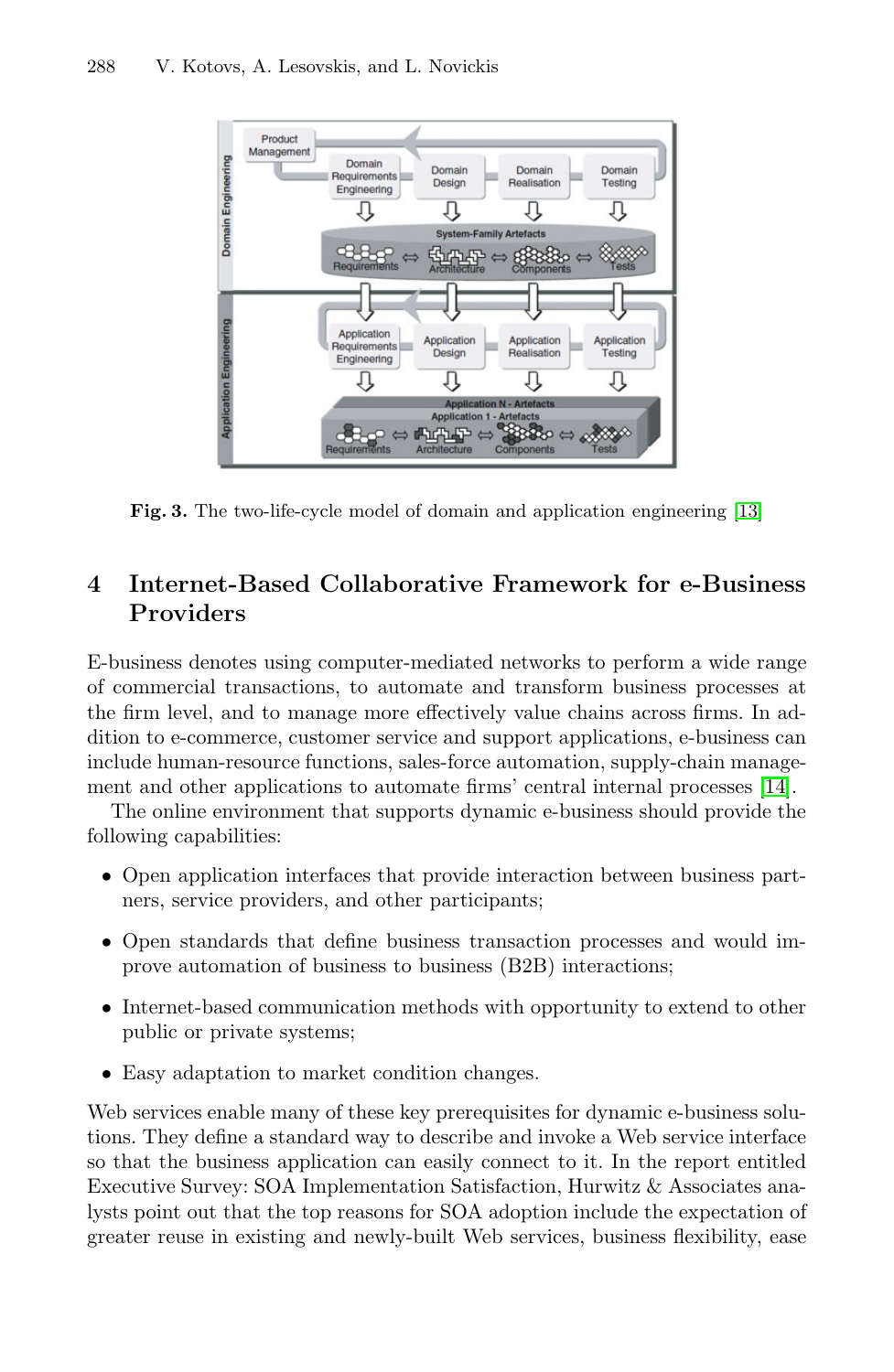Fig. 3. The two-life-cycle model of domain and application engineering [13]

## 4 Internet-Based Collaborative Framework for e-Business Providers

E-business denotes using computer-mediated networks to perform a wide range of commercial transactions, to automate and transform business processes at the firm level, and to manage more effectively value chains across firms. In addition to e-commerce, customer service and support applications, e-business can include human-resource functions, sales-force automation, supply-chain management and other applications to automate firms' central internal processes [14].

The online environment that supports dynamic e-business should provide the following capabilities:

- Open application interfaces that provide interaction between business partners, service providers, and other participants;
- Open standards that define business transaction processes and would improve automation of business to business (B2B) interactions;
- Internet-based communication methods with opportunity to extend to other public or private systems;
- Easy adaptation to market condition changes.

Web services enable many of these key prerequisites for dynamic e-business solutions. They define a standard way to describe and invoke a Web service interface so that the business application can easily connect to it. In the report entitled Executive Survey: SOA Implementation Satisfaction, Hurwitz & Associates analysts point out that the top reasons for SOA adoption include the expectation of greater reuse in existing and newly-built Web services, business flexibility, ease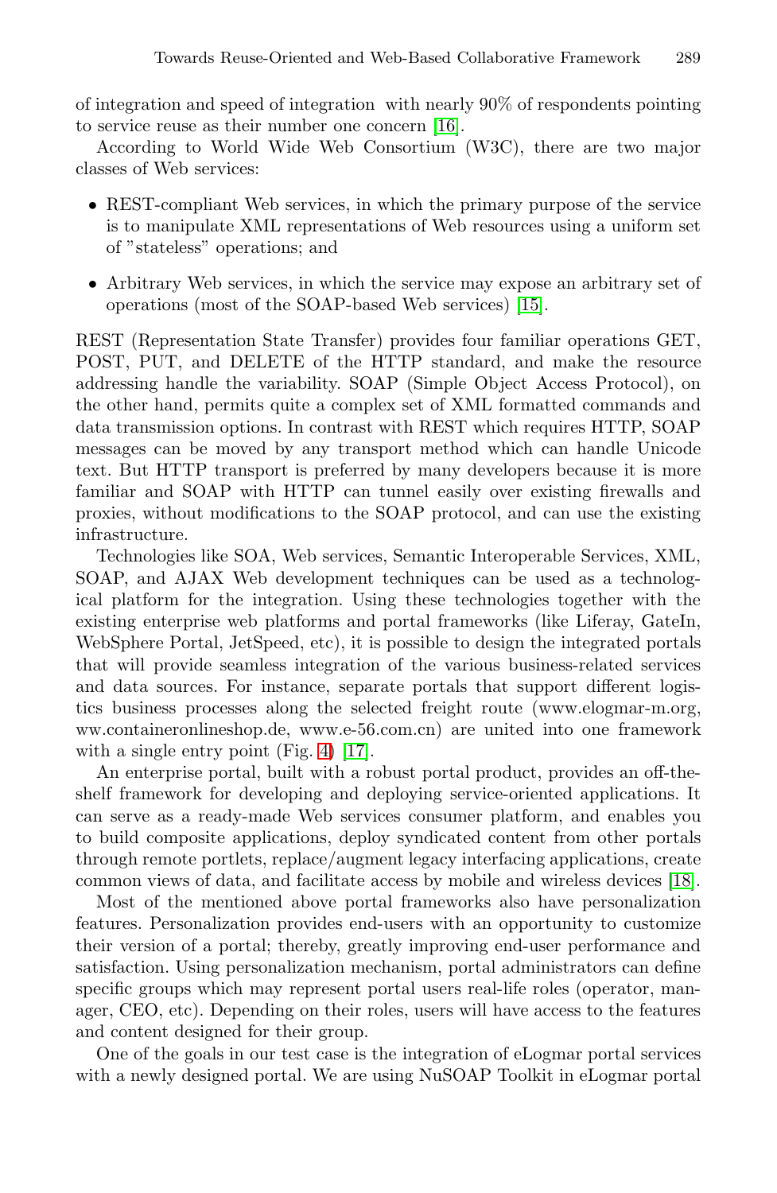of integration and speed of integration with nearly 90% of respondents pointing to service reuse as their number one concern [16].

According to World Wide Web Consortium (W3C), there are two major classes of Web services:

- REST-compliant Web services, in which the primary purpose of the service is to manipulate XML representations of Web resources using a uniform set of "stateless" operations; and
- Arbitrary Web services, in which the service may expose an arbitrary set of operations (most of the SOAP-based Web services) [15].

REST (Representation State Transfer) provides four familiar operations GET, POST, PUT, and DELETE of the HTTP standard, and make the resource addressing handle the variability. SOAP (Simple Object Access Protocol), on the other hand, permits quite a complex set of XML formatted commands and data transmission options. In contrast with REST which requires HTTP, SOAP messages can be moved by any transport method which can handle Unicode text. But HTTP transport is preferred by many developers because it is more familiar and SOAP with HTTP can tunnel easily over existing firewalls and proxies, without modifications to the SOAP protocol, and can use the existing infrastructure.

Technologies like SOA, Web services, Semantic Interoperable Services, XML, SOAP, and AJAX Web development techniques can be used as a technological platform for the integration. Using these technologies together with the existing enterprise web platforms and portal frameworks (like Liferay, GateIn, WebSphere Portal, JetSpeed, etc), it is possible to design the integrated portals that will provide seamless integration of the various business-related services and data sources. For instance, separate portals that support different logistics business processes along the selected freight route (www.elogmar-m.org, ww.containeronlineshop.de, www.e-56.com.cn) are united into one framework with a single entry point (Fig. 4) [17].

An enterprise portal, built with a robust portal product, provides an off-the-shelf framework for developing and deploying service-oriented applications. It can serve as a ready-made Web services consumer platform, and enables you to build composite applications, deploy syndicated content from other portals through remote portlets, replace/augment legacy interfacing applications, create common views of data, and facilitate access by mobile and wireless devices [18].

Most of the mentioned above portal frameworks also have personalization features. Personalization provides end-users with an opportunity to customize their version of a portal; thereby, greatly improving end-user performance and satisfaction. Using personalization mechanism, portal administrators can define specific groups which may represent portal users real-life roles (operator, manager, CEO, etc). Depending on their roles, users will have access to the features and content designed for their group.

One of the goals in our test case is the integration of eLogmar portal services with a newly designed portal. We are using NuSOAP Toolkit in eLogmar portal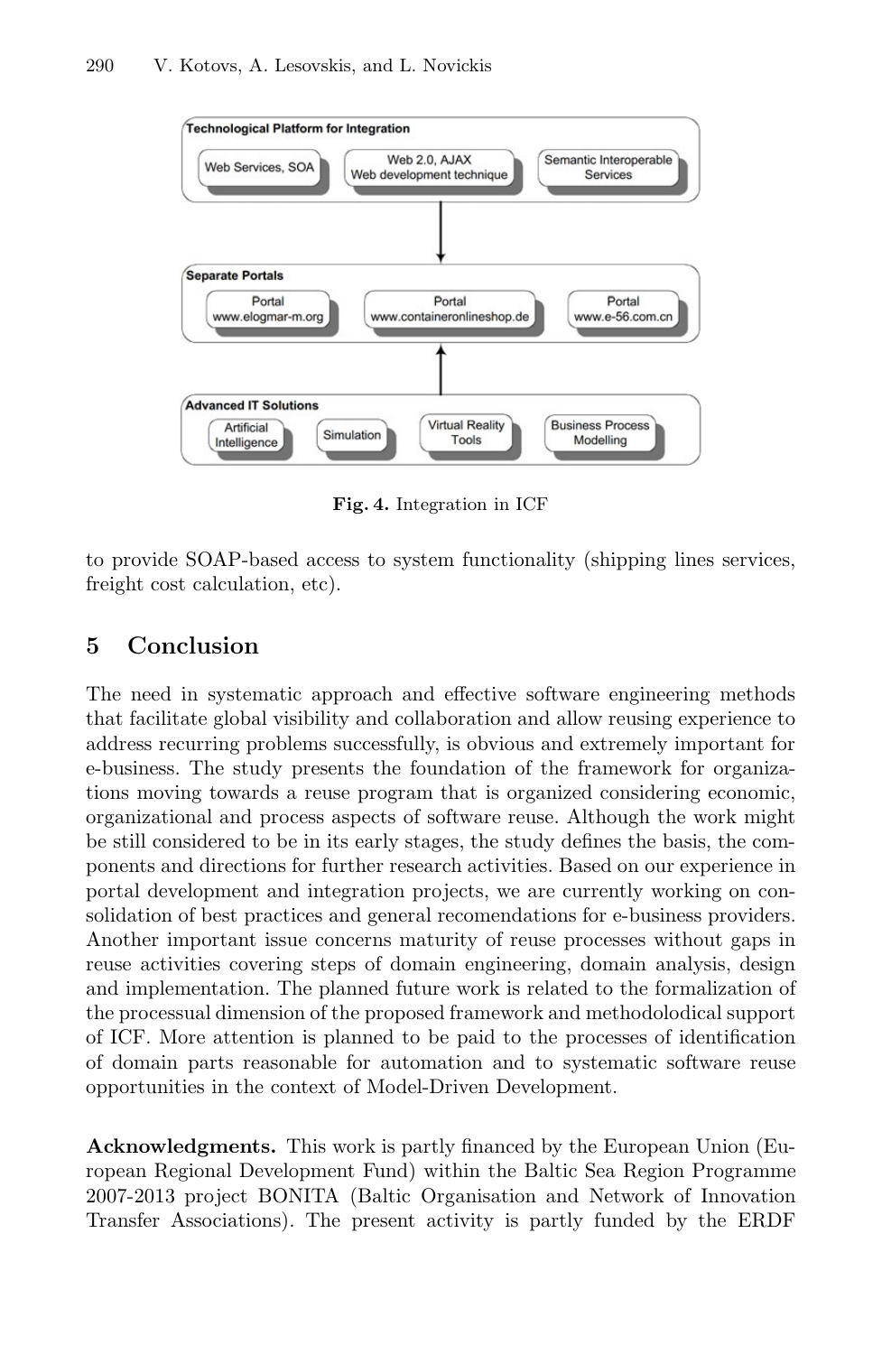**Fig. 4.** Integration in ICF

to provide SOAP-based access to system functionality (shipping lines services, freight cost calculation, etc).

## 5 Conclusion

The need in systematic approach and effective software engineering methods that facilitate global visibility and collaboration and allow reusing experience to address recurring problems successfully, is obvious and extremely important for e-business. The study presents the foundation of the framework for organizations moving towards a reuse program that is organized considering economic, organizational and process aspects of software reuse. Although the work might be still considered to be in its early stages, the study defines the basis, the components and directions for further research activities. Based on our experience in portal development and integration projects, we are currently working on consolidation of best practices and general recomendations for e-business providers. Another important issue concerns maturity of reuse processes without gaps in reuse activities covering steps of domain engineering, domain analysis, design and implementation. The planned future work is related to the formalization of the processual dimension of the proposed framework and methodolodical support of ICF. More attention is planned to be paid to the processes of identification of domain parts reasonable for automation and to systematic software reuse opportunities in the context of Model-Driven Development.

**Acknowledgments.** This work is partly financed by the European Union (European Regional Development Fund) within the Baltic Sea Region Programme 2007-2013 project BONITA (Baltic Organisation and Network of Innovation Transfer Associations). The present activity is partly funded by the ERDF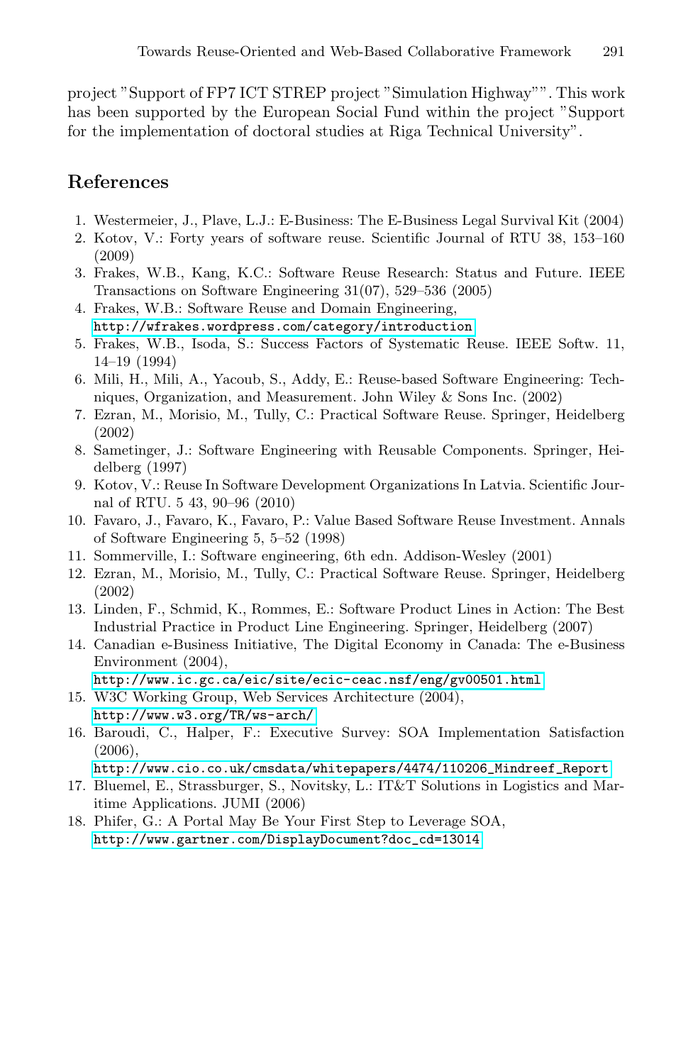project "Support of FP7 ICT STREP project "Simulation Highway"". This work has been supported by the European Social Fund within the project "Support for the implementation of doctoral studies at Riga Technical University".

## References

1. Westermeier, J., Plave, L.J.: E-Business: The E-Business Legal Survival Kit (2004)
2. Kotov, V.: Forty years of software reuse. Scientific Journal of RTU 38, 153–160 (2009)
3. Frakes, W.B., Kang, K.C.: Software Reuse Research: Status and Future. IEEE Transactions on Software Engineering 31(07), 529–536 (2005)
4. Frakes, W.B.: Software Reuse and Domain Engineering, http://wfrakes.wordpress.com/category/introduction
5. Frakes, W.B., Isoda, S.: Success Factors of Systematic Reuse. IEEE Softw. 11, 14–19 (1994)
6. Mili, H., Mili, A., Yacoub, S., Addy, E.: Reuse-based Software Engineering: Techniques, Organization, and Measurement. John Wiley & Sons Inc. (2002)
7. Ezran, M., Morisio, M., Tully, C.: Practical Software Reuse. Springer, Heidelberg (2002)
8. Sametinger, J.: Software Engineering with Reusable Components. Springer, Heidelberg (1997)
9. Kotov, V.: Reuse In Software Development Organizations In Latvia. Scientific Journal of RTU. 5 43, 90–96 (2010)
10. Favaro, J., Favaro, K., Favaro, P.: Value Based Software Reuse Investment. Annals of Software Engineering 5, 5–52 (1998)
11. Sommerville, I.: Software engineering, 6th edn. Addison-Wesley (2001)
12. Ezran, M., Morisio, M., Tully, C.: Practical Software Reuse. Springer, Heidelberg (2002)
13. Linden, F., Schmid, K., Rommes, E.: Software Product Lines in Action: The Best Industrial Practice in Product Line Engineering. Springer, Heidelberg (2007)
14. Canadian e-Business Initiative, The Digital Economy in Canada: The e-Business Environment (2004), http://www.ic.gc.ca/eic/site/ecic-ceac.nsf/eng/gv00501.html
15. W3C Working Group, Web Services Architecture (2004), http://www.w3.org/TR/ws-arch/
16. Baroudi, C., Halper, F.: Executive Survey: SOA Implementation Satisfaction (2006), http://www.cio.co.uk/cmsdata/whitepapers/4474/110206_Mindreef_Report
17. Bluemel, E., Strassburger, S., Novitsky, L.: IT&T Solutions in Logistics and Maritime Applications. JUMI (2006)
18. Phifer, G.: A Portal May Be Your First Step to Leverage SOA, http://www.gartner.com/DisplayDocument?doc_cd=13014